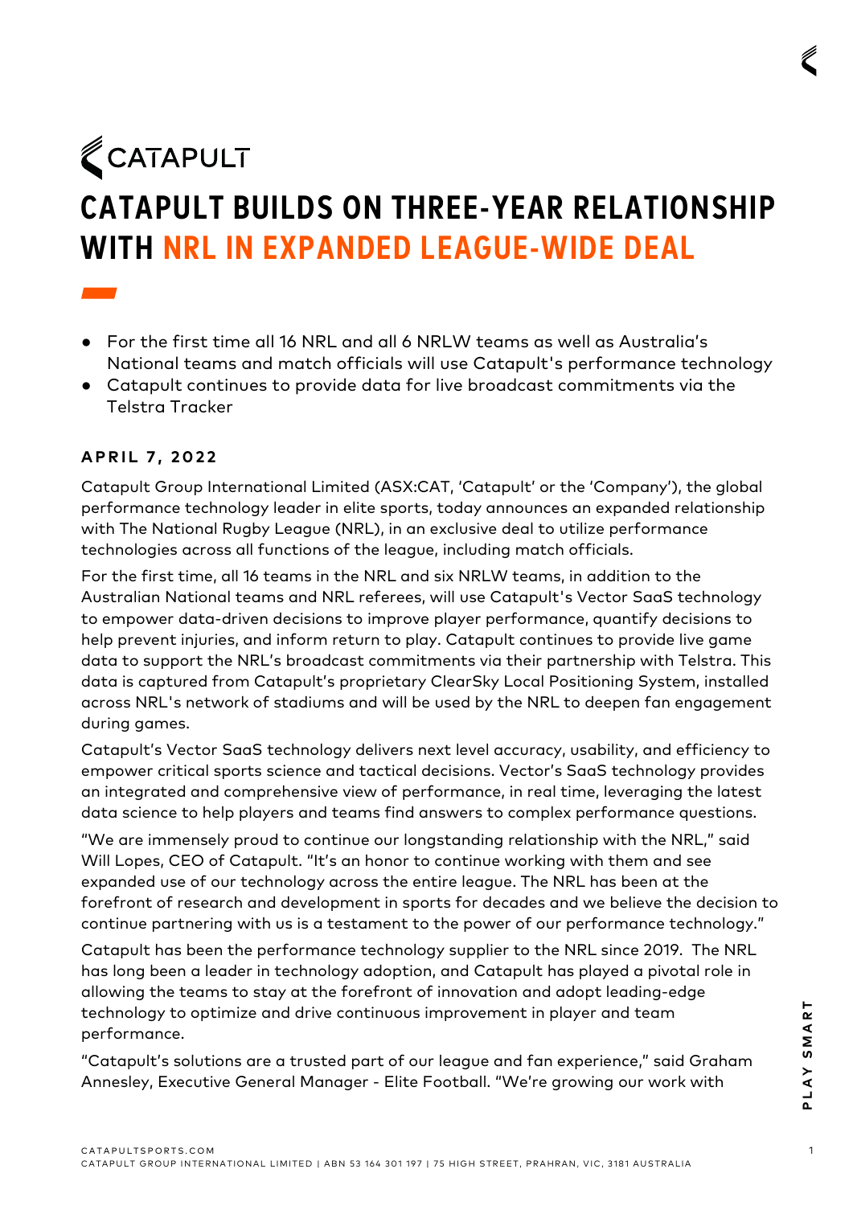CATAPULT

# CATAPULT BUILDS ON THREE-YEAR RELATIONSHIP WITH NRL IN EXPANDED LEAGUE-WIDE DEAL

- For the first time all 16 NRL and all 6 NRLW teams as well as Australia's National teams and match officials will use Catapult's performance technology
- Catapult continues to provide data for live broadcast commitments via the Telstra Tracker

**APRIL 7, 2022**

Catapult Group International Limited (ASX:CAT, 'Catapult' or the 'Company'), the global performance technology leader in elite sports, today announces an expanded relationship with The National Rugby League (NRL), in an exclusive deal to utilize performance technologies across all functions of the league, including match officials.

For the first time, all 16 teams in the NRL and six NRLW teams, in addition to the Australian National teams and NRL referees, will use Catapult's Vector SaaS technology to empower data-driven decisions to improve player performance, quantify decisions to help prevent injuries, and inform return to play. Catapult continues to provide live game data to support the NRL's broadcast commitments via their partnership with Telstra. This data is captured from Catapult's proprietary ClearSky Local Positioning System, installed across NRL's network of stadiums and will be used by the NRL to deepen fan engagement during games.

Catapult's Vector SaaS technology delivers next level accuracy, usability, and efficiency to empower critical sports science and tactical decisions. Vector's SaaS technology provides an integrated and comprehensive view of performance, in real time, leveraging the latest data science to help players and teams find answers to complex performance questions.

"We are immensely proud to continue our longstanding relationship with the NRL," said Will Lopes, CEO of Catapult. "It's an honor to continue working with them and see expanded use of our technology across the entire league. The NRL has been at the forefront of research and development in sports for decades and we believe the decision to continue partnering with us is a testament to the power of our performance technology."

Catapult has been the performance technology supplier to the NRL since 2019. The NRL has long been a leader in technology adoption, and Catapult has played a pivotal role in allowing the teams to stay at the forefront of innovation and adopt leading-edge technology to optimize and drive continuous improvement in player and team performance.

"Catapult's solutions are a trusted part of our league and fan experience," said Graham Annesley, Executive General Manager - Elite Football. "We're growing our work with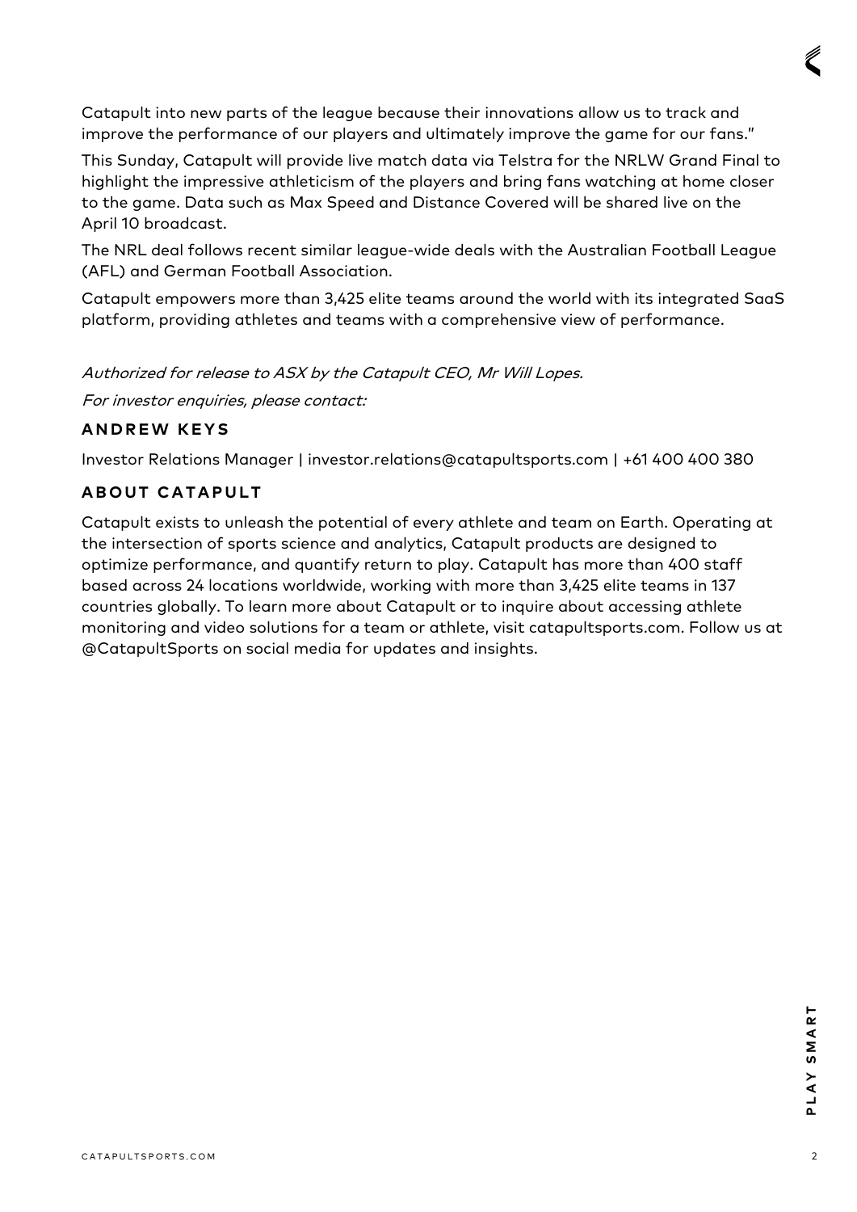Catapult into new parts of the league because their innovations allow us to track and improve the performance of our players and ultimately improve the game for our fans."

This Sunday, Catapult will provide live match data via Telstra for the NRLW Grand Final to highlight the impressive athleticism of the players and bring fans watching at home closer to the game. Data such as Max Speed and Distance Covered will be shared live on the April 10 broadcast.

The NRL deal follows recent similar league-wide deals with the Australian Football League (AFL) and German Football Association.

Catapult empowers more than 3,425 elite teams around the world with its integrated SaaS platform, providing athletes and teams with a comprehensive view of performance.

*Authorized for release to ASX by the Catapult CEO, Mr Will Lopes.*

*For investor enquiries, please contact:*

### ANDREW KEYS

Investor Relations Manager | investor.relations@catapultsports.com | +61 400 400 380

### ABOUT CATAPULT

Catapult exists to unleash the potential of every athlete and team on Earth. Operating at the intersection of sports science and analytics, Catapult products are designed to optimize performance, and quantify return to play. Catapult has more than 400 staff based across 24 locations worldwide, working with more than 3,425 elite teams in 137 countries globally. To learn more about Catapult or to inquire about accessing athlete monitoring and video solutions for a team or athlete, visit catapultsports.com. Follow us at @CatapultSports on social media for updates and insights.